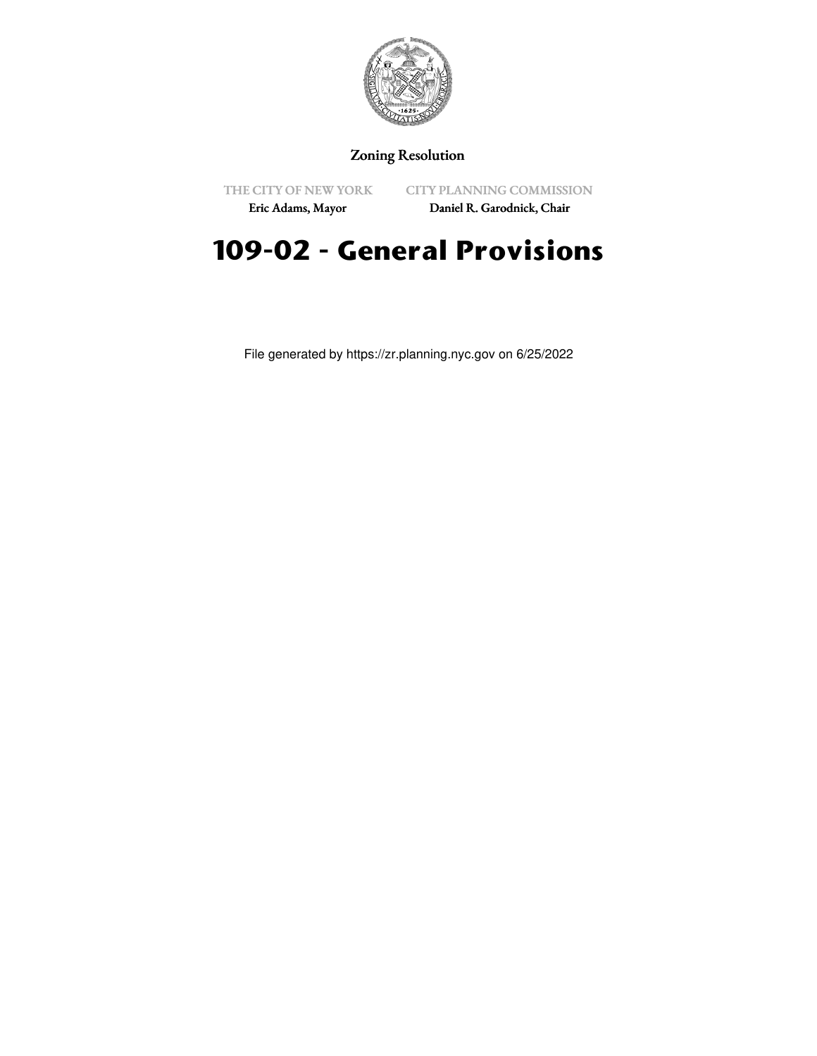Zoning Resolution

THE CITY OF NEW YORK
Eric Adams, Mayor

CITY PLANNING COMMISSION
Daniel R. Garodnick, Chair

# 109-02 - General Provisions

File generated by https://zr.planning.nyc.gov on 6/25/2022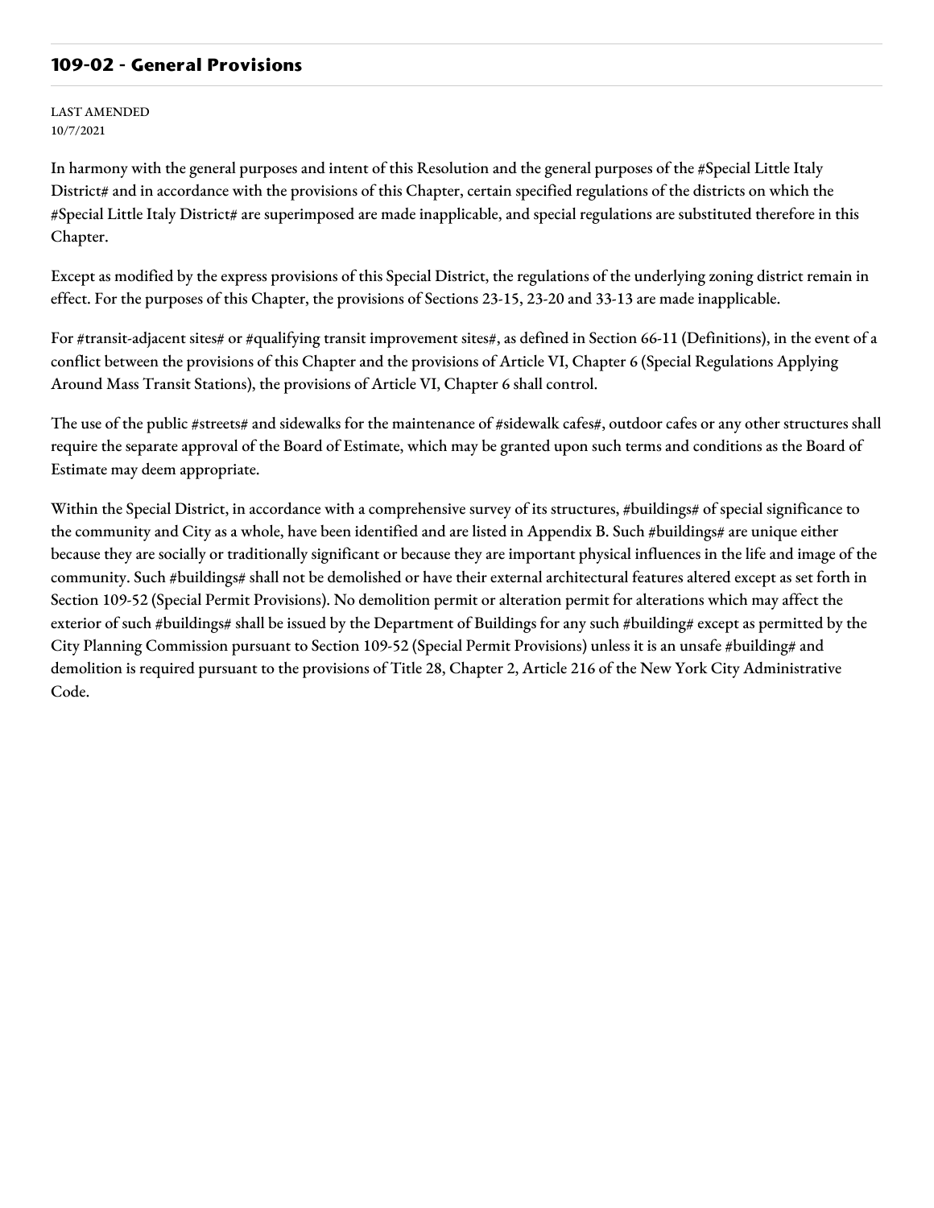## 109-02 - General Provisions

LAST AMENDED
10/7/2021

In harmony with the general purposes and intent of this Resolution and the general purposes of the #Special Little Italy District# and in accordance with the provisions of this Chapter, certain specified regulations of the districts on which the #Special Little Italy District# are superimposed are made inapplicable, and special regulations are substituted therefore in this Chapter.

Except as modified by the express provisions of this Special District, the regulations of the underlying zoning district remain in effect. For the purposes of this Chapter, the provisions of Sections 23-15, 23-20 and 33-13 are made inapplicable.

For #transit-adjacent sites# or #qualifying transit improvement sites#, as defined in Section 66-11 (Definitions), in the event of a conflict between the provisions of this Chapter and the provisions of Article VI, Chapter 6 (Special Regulations Applying Around Mass Transit Stations), the provisions of Article VI, Chapter 6 shall control.

The use of the public #streets# and sidewalks for the maintenance of #sidewalk cafes#, outdoor cafes or any other structures shall require the separate approval of the Board of Estimate, which may be granted upon such terms and conditions as the Board of Estimate may deem appropriate.

Within the Special District, in accordance with a comprehensive survey of its structures, #buildings# of special significance to the community and City as a whole, have been identified and are listed in Appendix B. Such #buildings# are unique either because they are socially or traditionally significant or because they are important physical influences in the life and image of the community. Such #buildings# shall not be demolished or have their external architectural features altered except as set forth in Section 109-52 (Special Permit Provisions). No demolition permit or alteration permit for alterations which may affect the exterior of such #buildings# shall be issued by the Department of Buildings for any such #building# except as permitted by the City Planning Commission pursuant to Section 109-52 (Special Permit Provisions) unless it is an unsafe #building# and demolition is required pursuant to the provisions of Title 28, Chapter 2, Article 216 of the New York City Administrative Code.